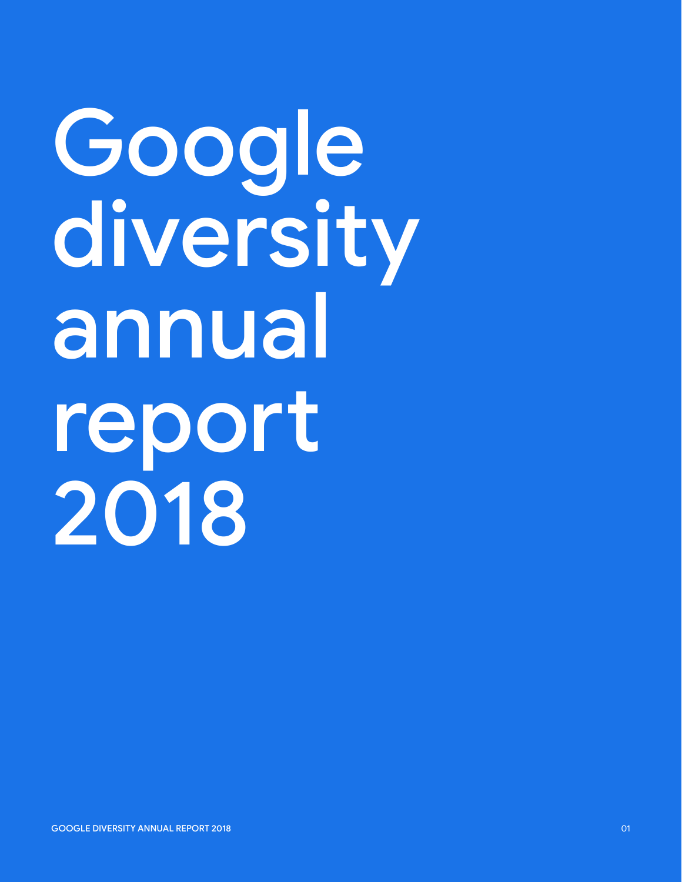# Google diversity annual report 2018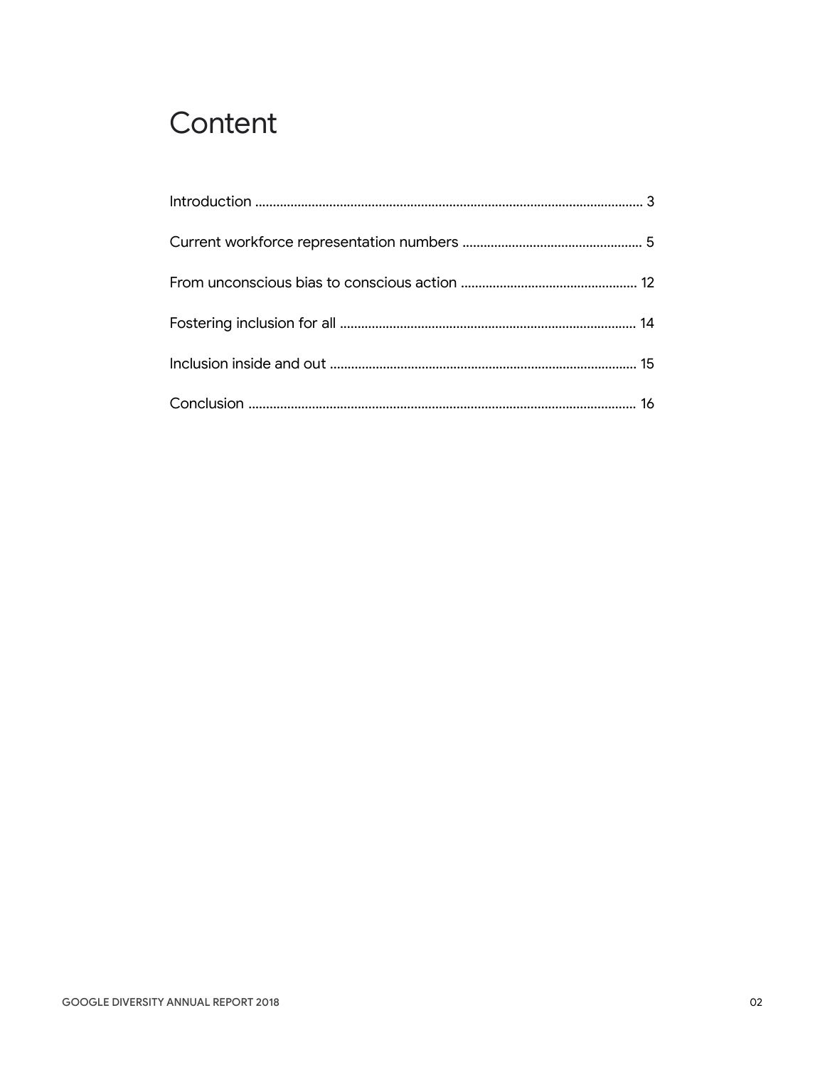# Content

Introduction ........................................................................................................ 3

Current workforce representation numbers ................................................. 5

From unconscious bias to conscious action ................................................ 12

Fostering inclusion for all .................................................................................. 14

Inclusion inside and out ..................................................................................... 15

Conclusion ............................................................................................................ 16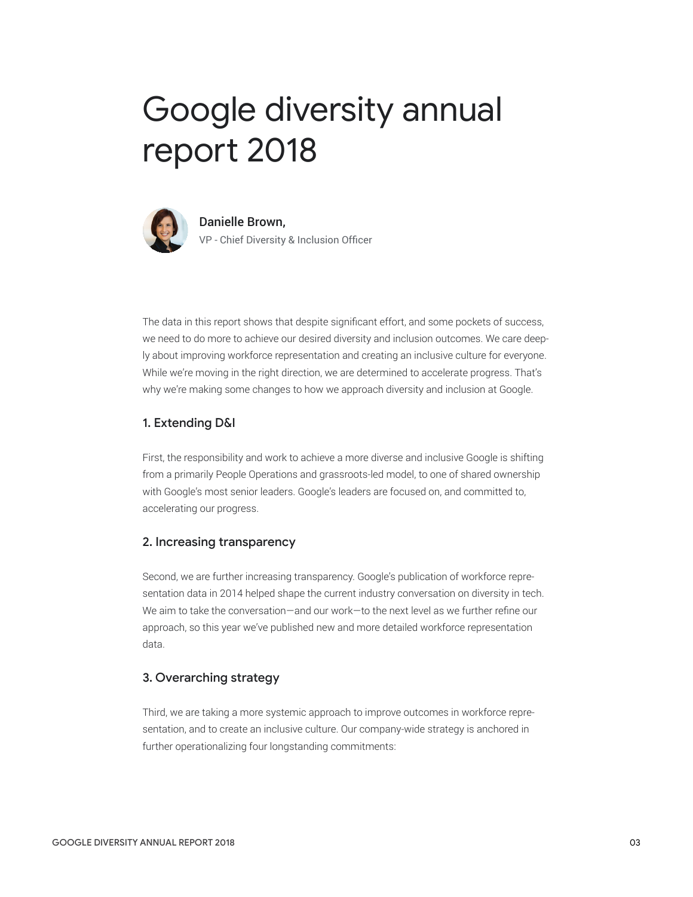# Google diversity annual report 2018

**Danielle Brown,**
VP - Chief Diversity & Inclusion Officer

The data in this report shows that despite significant effort, and some pockets of success, we need to do more to achieve our desired diversity and inclusion outcomes. We care deeply about improving workforce representation and creating an inclusive culture for everyone. While we're moving in the right direction, we are determined to accelerate progress. That's why we're making some changes to how we approach diversity and inclusion at Google.

### 1. Extending D&I

First, the responsibility and work to achieve a more diverse and inclusive Google is shifting from a primarily People Operations and grassroots-led model, to one of shared ownership with Google's most senior leaders. Google's leaders are focused on, and committed to, accelerating our progress.

### 2. Increasing transparency

Second, we are further increasing transparency. Google's publication of workforce representation data in 2014 helped shape the current industry conversation on diversity in tech. We aim to take the conversation—and our work—to the next level as we further refine our approach, so this year we've published new and more detailed workforce representation data.

### 3. Overarching strategy

Third, we are taking a more systemic approach to improve outcomes in workforce representation, and to create an inclusive culture. Our company-wide strategy is anchored in further operationalizing four longstanding commitments: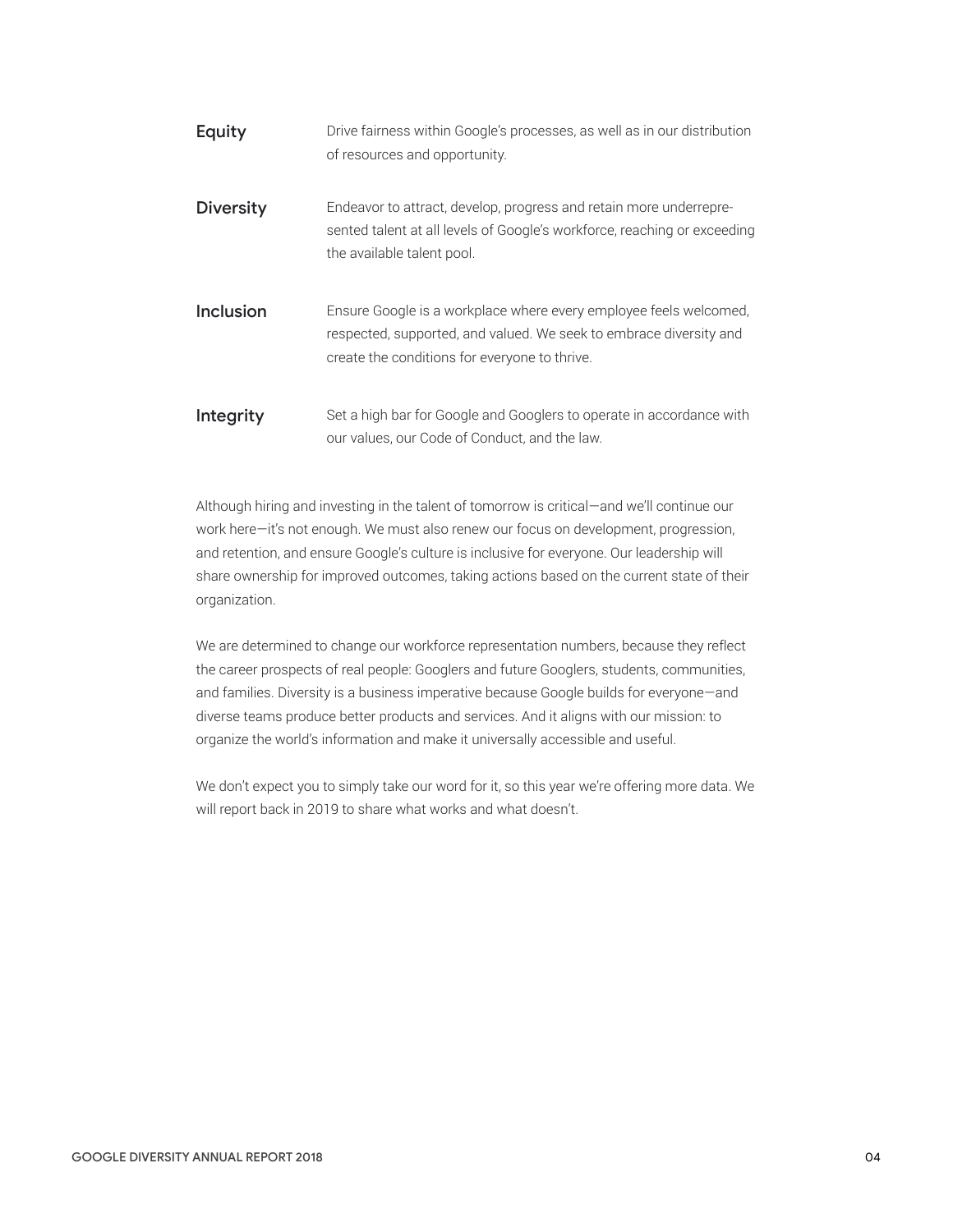**Equity** Drive fairness within Google's processes, as well as in our distribution of resources and opportunity.

**Diversity** Endeavor to attract, develop, progress and retain more underrepresented talent at all levels of Google's workforce, reaching or exceeding the available talent pool.

**Inclusion** Ensure Google is a workplace where every employee feels welcomed, respected, supported, and valued. We seek to embrace diversity and create the conditions for everyone to thrive.

**Integrity** Set a high bar for Google and Googlers to operate in accordance with our values, our Code of Conduct, and the law.

Although hiring and investing in the talent of tomorrow is critical—and we'll continue our work here—it's not enough. We must also renew our focus on development, progression, and retention, and ensure Google's culture is inclusive for everyone. Our leadership will share ownership for improved outcomes, taking actions based on the current state of their organization.

We are determined to change our workforce representation numbers, because they reflect the career prospects of real people: Googlers and future Googlers, students, communities, and families. Diversity is a business imperative because Google builds for everyone—and diverse teams produce better products and services. And it aligns with our mission: to organize the world's information and make it universally accessible and useful.

We don't expect you to simply take our word for it, so this year we're offering more data. We will report back in 2019 to share what works and what doesn't.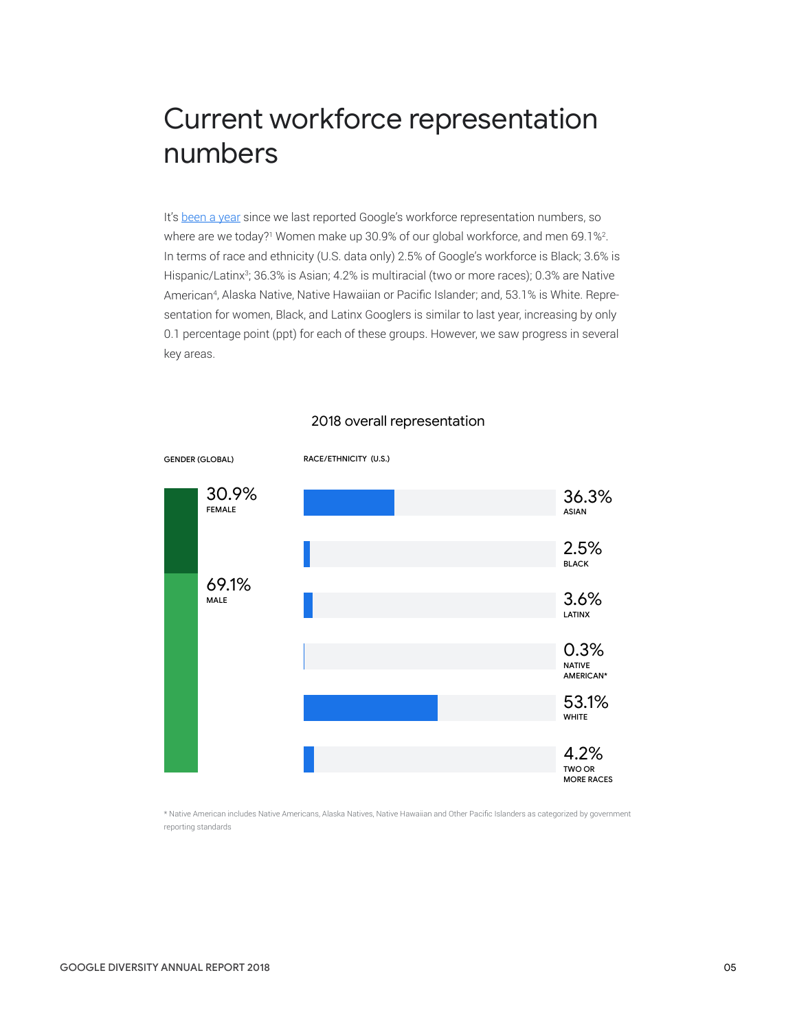# Current workforce representation numbers

It's been a year since we last reported Google's workforce representation numbers, so where are we today?[1] Women make up 30.9% of our global workforce, and men 69.1%[2]. In terms of race and ethnicity (U.S. data only) 2.5% of Google's workforce is Black; 3.6% is Hispanic/Latinx[3]; 36.3% is Asian; 4.2% is multiracial (two or more races); 0.3% are Native American[4], Alaska Native, Native Hawaiian or Pacific Islander; and, 53.1% is White. Representation for women, Black, and Latinx Googlers is similar to last year, increasing by only 0.1 percentage point (ppt) for each of these groups. However, we saw progress in several key areas.

## 2018 overall representation

**GENDER (GLOBAL)**

| Gender | Percentage |
|---|---|
| FEMALE | 30.9% |
| MALE | 69.1% |

**RACE/ETHNICITY (U.S.)**

| Race/Ethnicity | Percentage |
|---|---|
| ASIAN | 36.3% |
| BLACK | 2.5% |
| LATINX | 3.6% |
| NATIVE AMERICAN* | 0.3% |
| WHITE | 53.1% |
| TWO OR MORE RACES | 4.2% |

* Native American includes Native Americans, Alaska Natives, Native Hawaiian and Other Pacific Islanders as categorized by government reporting standards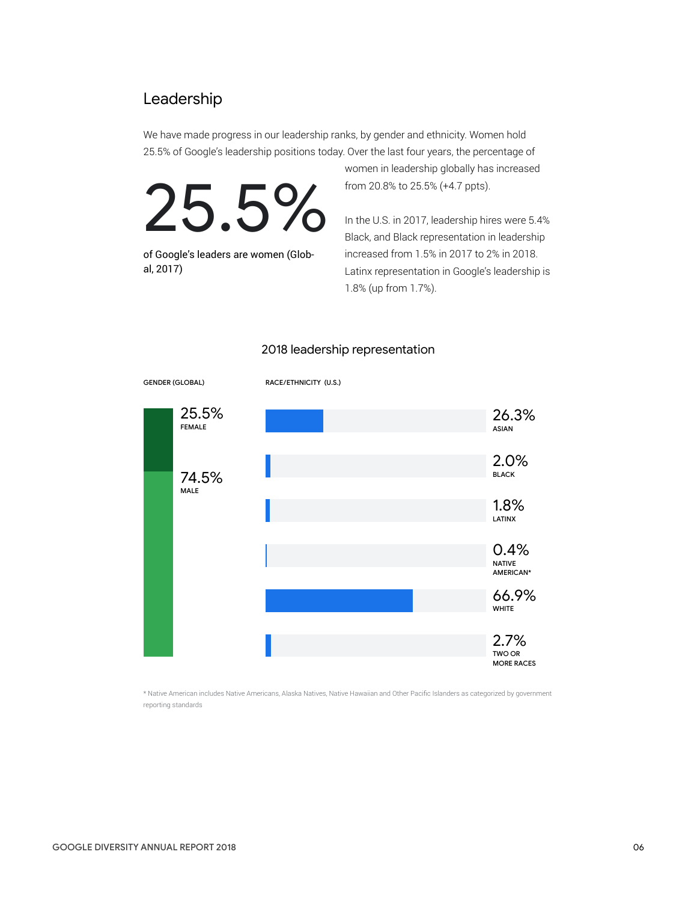## Leadership

We have made progress in our leadership ranks, by gender and ethnicity. Women hold 25.5% of Google's leadership positions today. Over the last four years, the percentage of women in leadership globally has increased from 20.8% to 25.5% (+4.7 ppts).

**25.5%**

of Google's leaders are women (Global, 2017)

In the U.S. in 2017, leadership hires were 5.4% Black, and Black representation in leadership increased from 1.5% in 2017 to 2% in 2018. Latinx representation in Google's leadership is 1.8% (up from 1.7%).

### 2018 leadership representation

GENDER (GLOBAL)

| Gender | % |
|---|---|
| FEMALE | 25.5% |
| MALE | 74.5% |

RACE/ETHNICITY (U.S.)

| Race/Ethnicity | % |
|---|---|
| ASIAN | 26.3% |
| BLACK | 2.0% |
| LATINX | 1.8% |
| NATIVE AMERICAN* | 0.4% |
| WHITE | 66.9% |
| TWO OR MORE RACES | 2.7% |

* Native American includes Native Americans, Alaska Natives, Native Hawaiian and Other Pacific Islanders as categorized by government reporting standards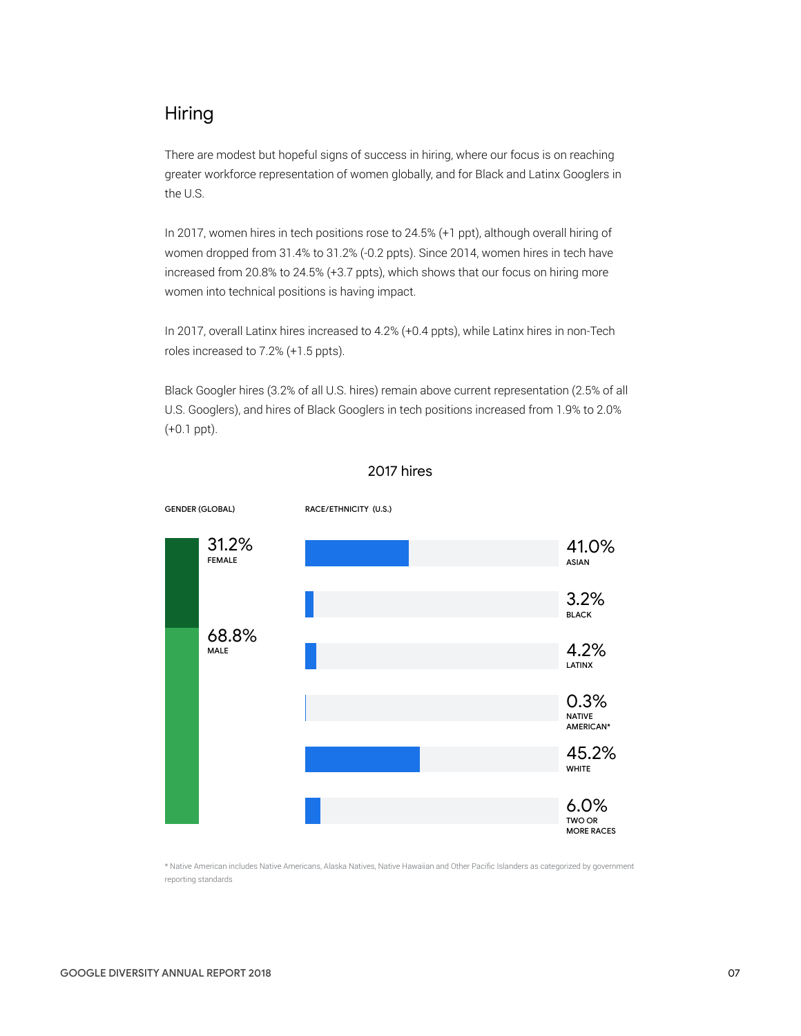## Hiring

There are modest but hopeful signs of success in hiring, where our focus is on reaching greater workforce representation of women globally, and for Black and Latinx Googlers in the U.S.

In 2017, women hires in tech positions rose to 24.5% (+1 ppt), although overall hiring of women dropped from 31.4% to 31.2% (-0.2 ppts). Since 2014, women hires in tech have increased from 20.8% to 24.5% (+3.7 ppts), which shows that our focus on hiring more women into technical positions is having impact.

In 2017, overall Latinx hires increased to 4.2% (+0.4 ppts), while Latinx hires in non-Tech roles increased to 7.2% (+1.5 ppts).

Black Googler hires (3.2% of all U.S. hires) remain above current representation (2.5% of all U.S. Googlers), and hires of Black Googlers in tech positions increased from 1.9% to 2.0% (+0.1 ppt).

### 2017 hires

**GENDER (GLOBAL)**

| Gender | Share |
|---|---|
| FEMALE | 31.2% |
| MALE | 68.8% |

**RACE/ETHNICITY (U.S.)**

| Race/Ethnicity | Share |
|---|---|
| ASIAN | 41.0% |
| BLACK | 3.2% |
| LATINX | 4.2% |
| NATIVE AMERICAN* | 0.3% |
| WHITE | 45.2% |
| TWO OR MORE RACES | 6.0% |

* Native American includes Native Americans, Alaska Natives, Native Hawaiian and Other Pacific Islanders as categorized by government reporting standards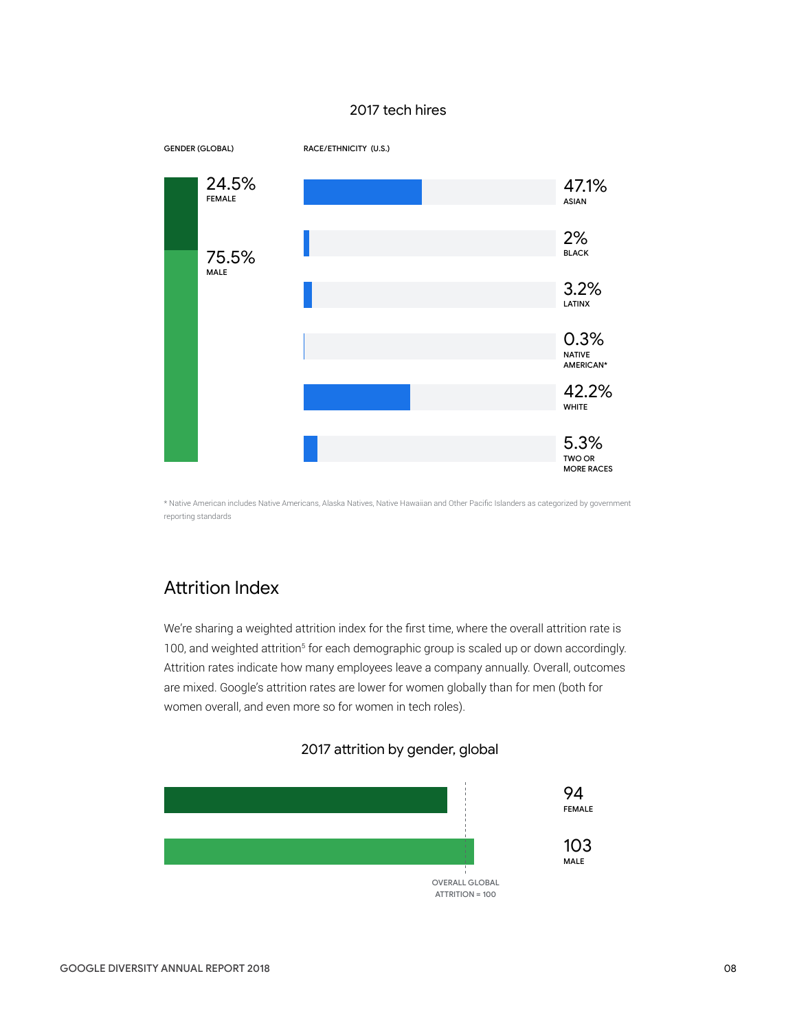### 2017 tech hires

| GENDER (GLOBAL) | |
|---|---|
| FEMALE | 24.5% |
| MALE | 75.5% |

| RACE/ETHNICITY (U.S.) | |
|---|---|
| ASIAN | 47.1% |
| BLACK | 2% |
| LATINX | 3.2% |
| NATIVE AMERICAN* | 0.3% |
| WHITE | 42.2% |
| TWO OR MORE RACES | 5.3% |

\* Native American includes Native Americans, Alaska Natives, Native Hawaiian and Other Pacific Islanders as categorized by government reporting standards

## Attrition Index

We're sharing a weighted attrition index for the first time, where the overall attrition rate is 100, and weighted attrition[5] for each demographic group is scaled up or down accordingly. Attrition rates indicate how many employees leave a company annually. Overall, outcomes are mixed. Google's attrition rates are lower for women globally than for men (both for women overall, and even more so for women in tech roles).

### 2017 attrition by gender, global

| Gender | Attrition index |
|---|---|
| FEMALE | 94 |
| MALE | 103 |

OVERALL GLOBAL ATTRITION = 100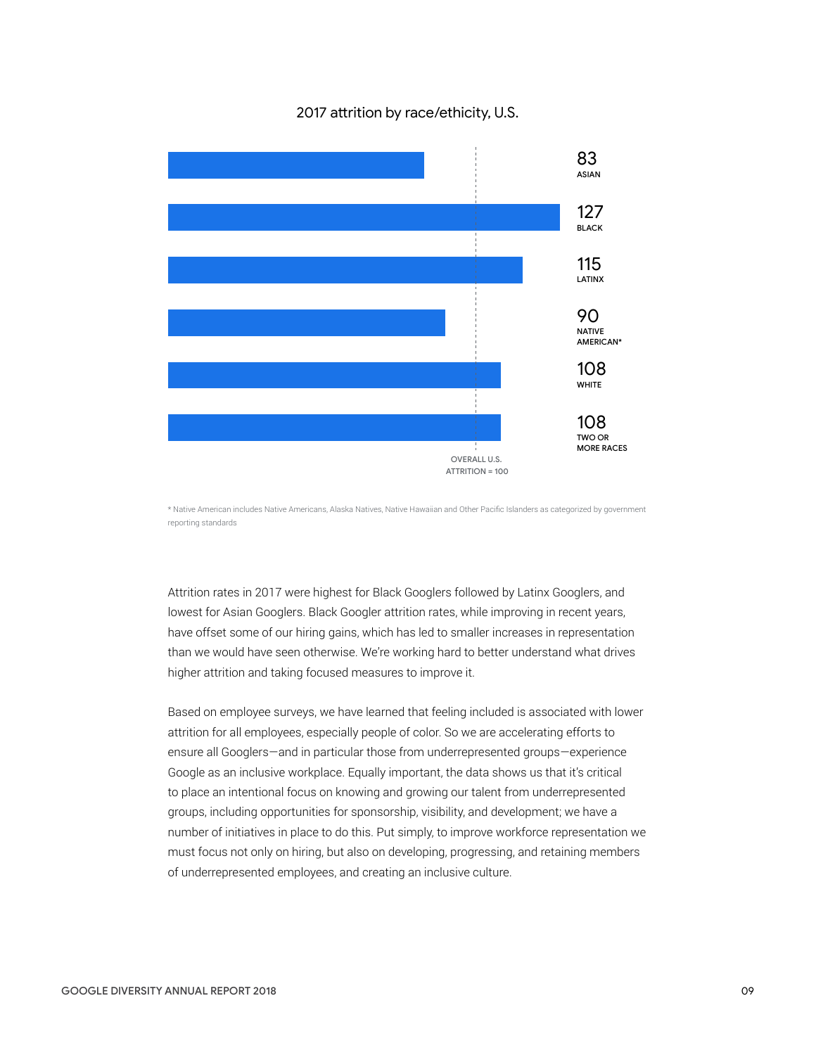## 2017 attrition by race/ethicity, U.S.

| Race/ethnicity | Attrition index |
|---|---|
| Asian | 83 |
| Black | 127 |
| Latinx | 115 |
| Native American* | 90 |
| White | 108 |
| Two or more races | 108 |

OVERALL U.S. ATTRITION = 100

* Native American includes Native Americans, Alaska Natives, Native Hawaiian and Other Pacific Islanders as categorized by government reporting standards

Attrition rates in 2017 were highest for Black Googlers followed by Latinx Googlers, and lowest for Asian Googlers. Black Googler attrition rates, while improving in recent years, have offset some of our hiring gains, which has led to smaller increases in representation than we would have seen otherwise. We're working hard to better understand what drives higher attrition and taking focused measures to improve it.

Based on employee surveys, we have learned that feeling included is associated with lower attrition for all employees, especially people of color. So we are accelerating efforts to ensure all Googlers—and in particular those from underrepresented groups—experience Google as an inclusive workplace. Equally important, the data shows us that it's critical to place an intentional focus on knowing and growing our talent from underrepresented groups, including opportunities for sponsorship, visibility, and development; we have a number of initiatives in place to do this. Put simply, to improve workforce representation we must focus not only on hiring, but also on developing, progressing, and retaining members of underrepresented employees, and creating an inclusive culture.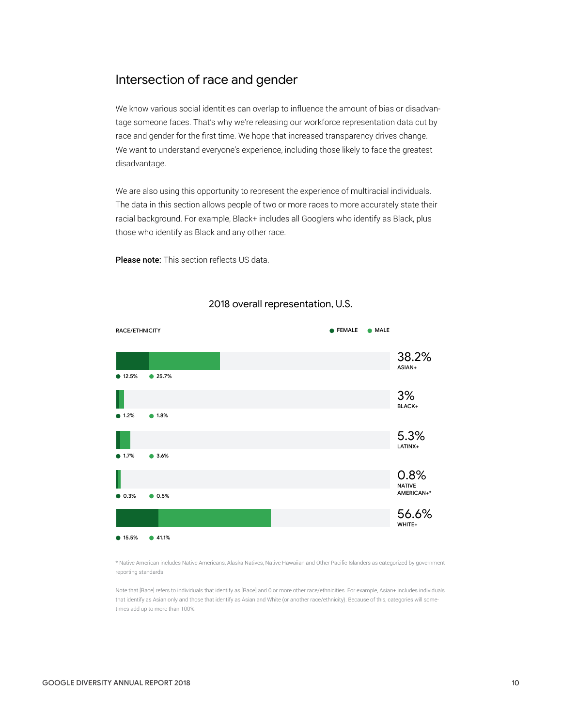## Intersection of race and gender

We know various social identities can overlap to influence the amount of bias or disadvantage someone faces. That's why we're releasing our workforce representation data cut by race and gender for the first time. We hope that increased transparency drives change. We want to understand everyone's experience, including those likely to face the greatest disadvantage.

We are also using this opportunity to represent the experience of multiracial individuals. The data in this section allows people of two or more races to more accurately state their racial background. For example, Black+ includes all Googlers who identify as Black, plus those who identify as Black and any other race.

**Please note:** This section reflects US data.

### 2018 overall representation, U.S.

| RACE/ETHNICITY | FEMALE | MALE | TOTAL |
|---|---|---|---|
| ASIAN+ | 12.5% | 25.7% | 38.2% |
| BLACK+ | 1.2% | 1.8% | 3% |
| LATINX+ | 1.7% | 3.6% | 5.3% |
| NATIVE AMERICAN+* | 0.3% | 0.5% | 0.8% |
| WHITE+ | 15.5% | 41.1% | 56.6% |

\* Native American includes Native Americans, Alaska Natives, Native Hawaiian and Other Pacific Islanders as categorized by government reporting standards

Note that [Race] refers to individuals that identify as [Race] and 0 or more other race/ethnicities. For example, Asian+ includes individuals that identify as Asian only and those that identify as Asian and White (or another race/ethnicity). Because of this, categories will sometimes add up to more than 100%.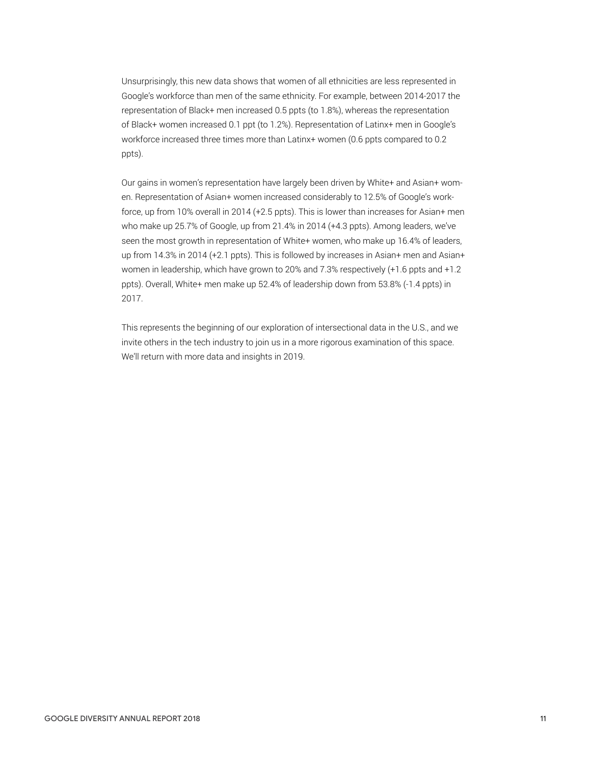Unsurprisingly, this new data shows that women of all ethnicities are less represented in Google's workforce than men of the same ethnicity. For example, between 2014-2017 the representation of Black+ men increased 0.5 ppts (to 1.8%), whereas the representation of Black+ women increased 0.1 ppt (to 1.2%). Representation of Latinx+ men in Google's workforce increased three times more than Latinx+ women (0.6 ppts compared to 0.2 ppts).

Our gains in women's representation have largely been driven by White+ and Asian+ women. Representation of Asian+ women increased considerably to 12.5% of Google's workforce, up from 10% overall in 2014 (+2.5 ppts). This is lower than increases for Asian+ men who make up 25.7% of Google, up from 21.4% in 2014 (+4.3 ppts). Among leaders, we've seen the most growth in representation of White+ women, who make up 16.4% of leaders, up from 14.3% in 2014 (+2.1 ppts). This is followed by increases in Asian+ men and Asian+ women in leadership, which have grown to 20% and 7.3% respectively (+1.6 ppts and +1.2 ppts). Overall, White+ men make up 52.4% of leadership down from 53.8% (-1.4 ppts) in 2017.

This represents the beginning of our exploration of intersectional data in the U.S., and we invite others in the tech industry to join us in a more rigorous examination of this space. We'll return with more data and insights in 2019.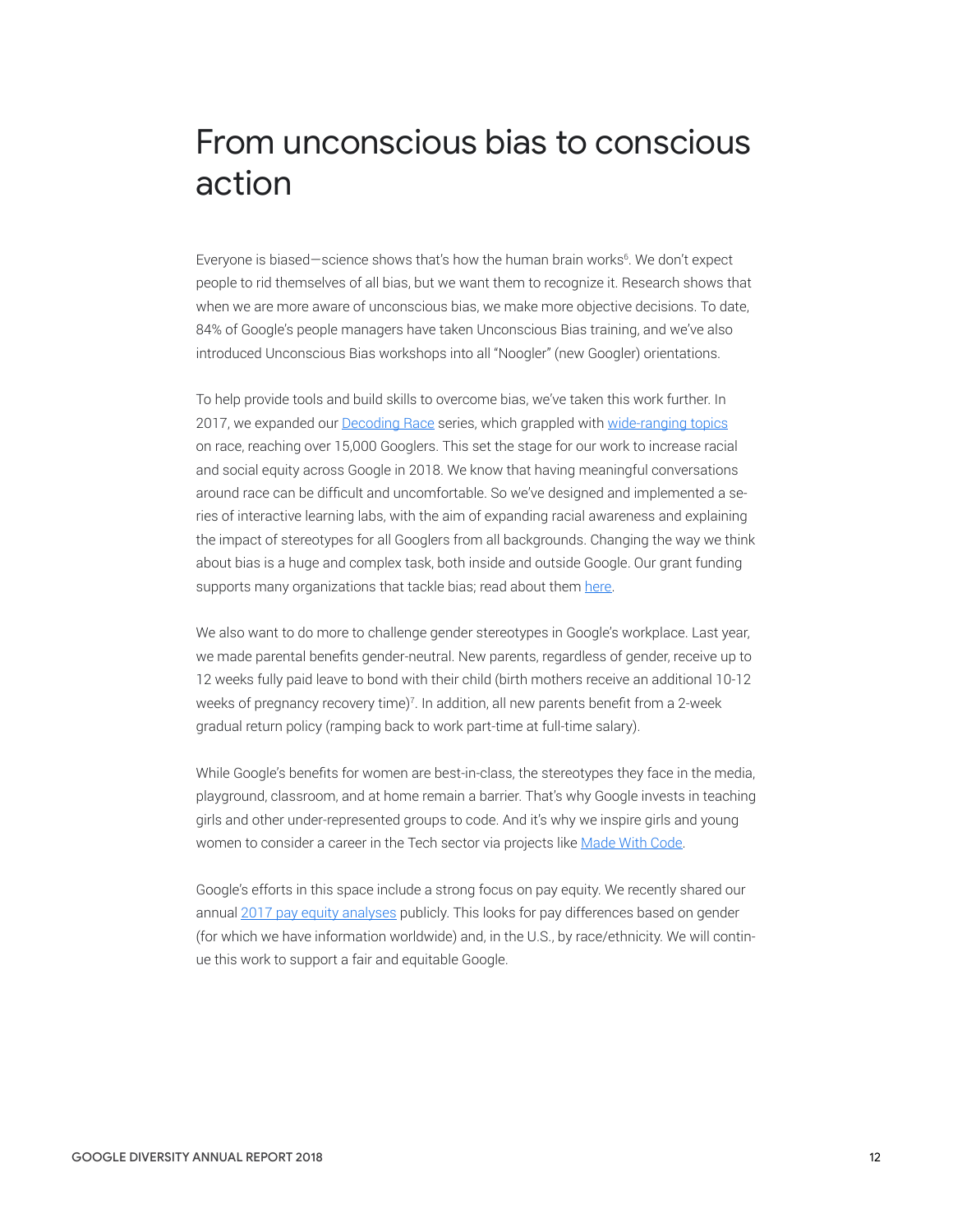# From unconscious bias to conscious action

Everyone is biased—science shows that's how the human brain works[6]. We don't expect people to rid themselves of all bias, but we want them to recognize it. Research shows that when we are more aware of unconscious bias, we make more objective decisions. To date, 84% of Google's people managers have taken Unconscious Bias training, and we've also introduced Unconscious Bias workshops into all "Noogler" (new Googler) orientations.

To help provide tools and build skills to overcome bias, we've taken this work further. In 2017, we expanded our Decoding Race series, which grappled with wide-ranging topics on race, reaching over 15,000 Googlers. This set the stage for our work to increase racial and social equity across Google in 2018. We know that having meaningful conversations around race can be difficult and uncomfortable. So we've designed and implemented a series of interactive learning labs, with the aim of expanding racial awareness and explaining the impact of stereotypes for all Googlers from all backgrounds. Changing the way we think about bias is a huge and complex task, both inside and outside Google. Our grant funding supports many organizations that tackle bias; read about them here.

We also want to do more to challenge gender stereotypes in Google's workplace. Last year, we made parental benefits gender-neutral. New parents, regardless of gender, receive up to 12 weeks fully paid leave to bond with their child (birth mothers receive an additional 10-12 weeks of pregnancy recovery time)[7]. In addition, all new parents benefit from a 2-week gradual return policy (ramping back to work part-time at full-time salary).

While Google's benefits for women are best-in-class, the stereotypes they face in the media, playground, classroom, and at home remain a barrier. That's why Google invests in teaching girls and other under-represented groups to code. And it's why we inspire girls and young women to consider a career in the Tech sector via projects like Made With Code.

Google's efforts in this space include a strong focus on pay equity. We recently shared our annual 2017 pay equity analyses publicly. This looks for pay differences based on gender (for which we have information worldwide) and, in the U.S., by race/ethnicity. We will continue this work to support a fair and equitable Google.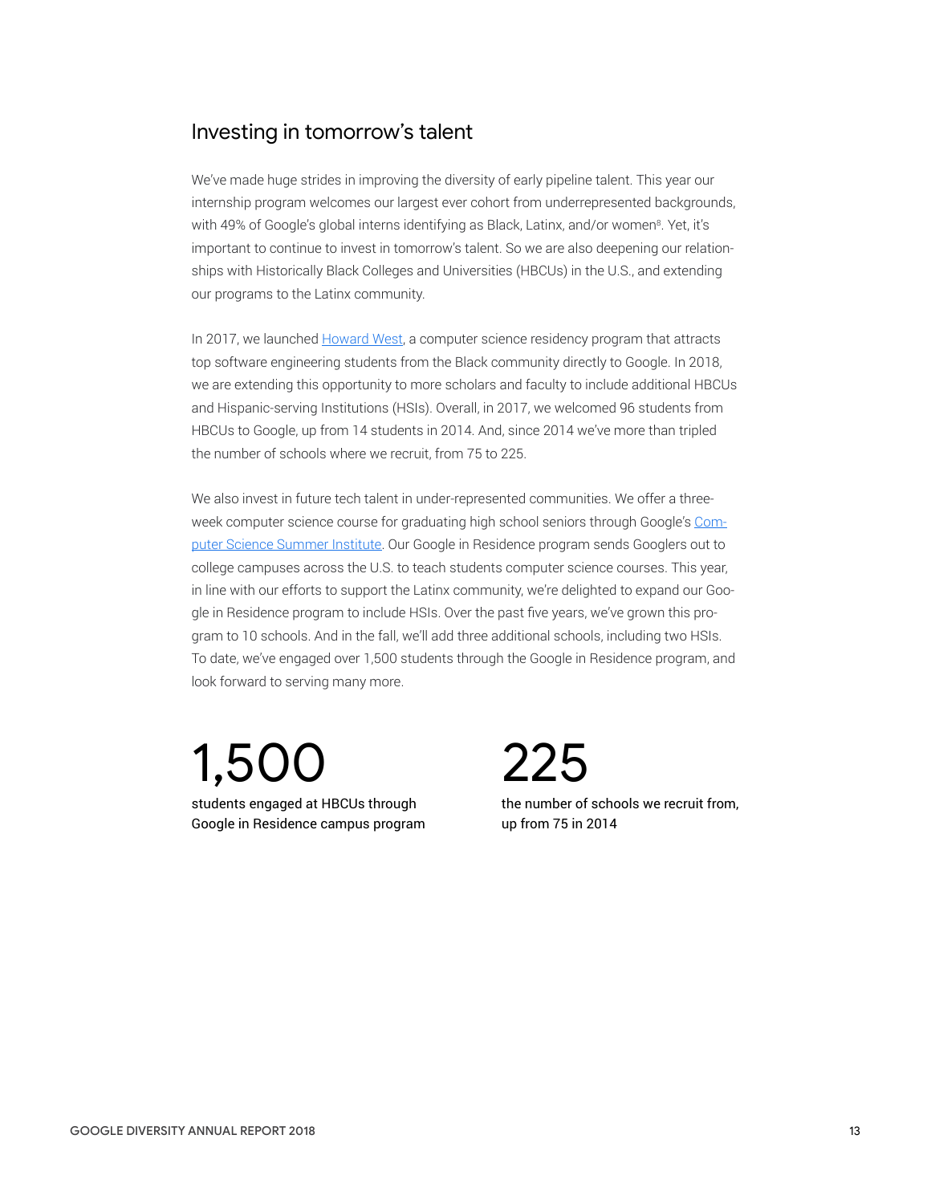## Investing in tomorrow's talent

We've made huge strides in improving the diversity of early pipeline talent. This year our internship program welcomes our largest ever cohort from underrepresented backgrounds, with 49% of Google's global interns identifying as Black, Latinx, and/or women[8]. Yet, it's important to continue to invest in tomorrow's talent. So we are also deepening our relationships with Historically Black Colleges and Universities (HBCUs) in the U.S., and extending our programs to the Latinx community.

In 2017, we launched Howard West, a computer science residency program that attracts top software engineering students from the Black community directly to Google. In 2018, we are extending this opportunity to more scholars and faculty to include additional HBCUs and Hispanic-serving Institutions (HSIs). Overall, in 2017, we welcomed 96 students from HBCUs to Google, up from 14 students in 2014. And, since 2014 we've more than tripled the number of schools where we recruit, from 75 to 225.

We also invest in future tech talent in under-represented communities. We offer a three-week computer science course for graduating high school seniors through Google's Computer Science Summer Institute. Our Google in Residence program sends Googlers out to college campuses across the U.S. to teach students computer science courses. This year, in line with our efforts to support the Latinx community, we're delighted to expand our Google in Residence program to include HSIs. Over the past five years, we've grown this program to 10 schools. And in the fall, we'll add three additional schools, including two HSIs. To date, we've engaged over 1,500 students through the Google in Residence program, and look forward to serving many more.

**1,500**

students engaged at HBCUs through Google in Residence campus program

**225**

the number of schools we recruit from, up from 75 in 2014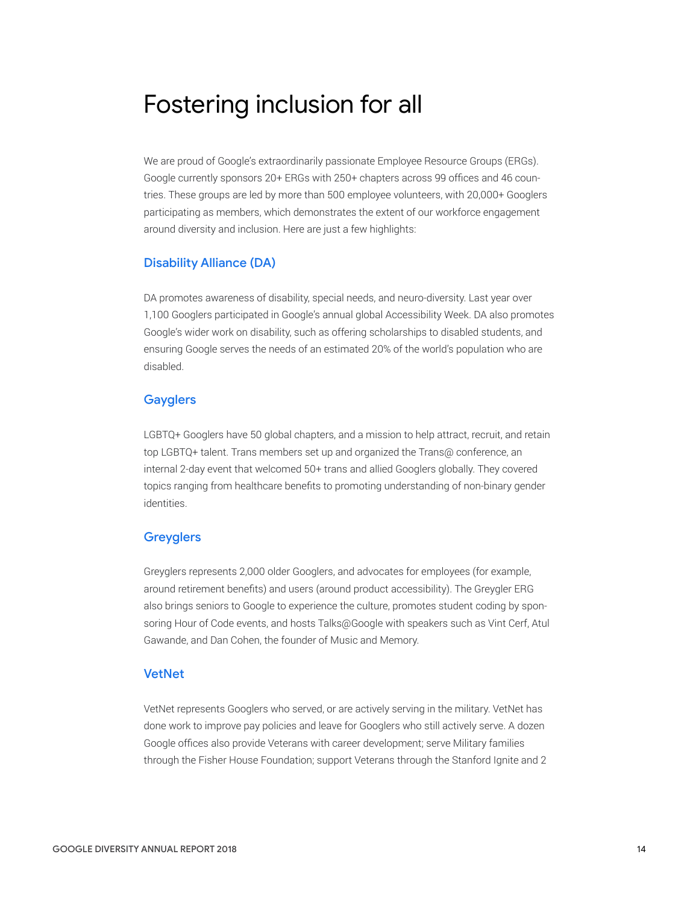# Fostering inclusion for all

We are proud of Google's extraordinarily passionate Employee Resource Groups (ERGs). Google currently sponsors 20+ ERGs with 250+ chapters across 99 offices and 46 countries. These groups are led by more than 500 employee volunteers, with 20,000+ Googlers participating as members, which demonstrates the extent of our workforce engagement around diversity and inclusion. Here are just a few highlights:

### Disability Alliance (DA)

DA promotes awareness of disability, special needs, and neuro-diversity. Last year over 1,100 Googlers participated in Google's annual global Accessibility Week. DA also promotes Google's wider work on disability, such as offering scholarships to disabled students, and ensuring Google serves the needs of an estimated 20% of the world's population who are disabled.

### Gayglers

LGBTQ+ Googlers have 50 global chapters, and a mission to help attract, recruit, and retain top LGBTQ+ talent. Trans members set up and organized the Trans@ conference, an internal 2-day event that welcomed 50+ trans and allied Googlers globally. They covered topics ranging from healthcare benefits to promoting understanding of non-binary gender identities.

### Greyglers

Greyglers represents 2,000 older Googlers, and advocates for employees (for example, around retirement benefits) and users (around product accessibility). The Greygler ERG also brings seniors to Google to experience the culture, promotes student coding by sponsoring Hour of Code events, and hosts Talks@Google with speakers such as Vint Cerf, Atul Gawande, and Dan Cohen, the founder of Music and Memory.

### VetNet

VetNet represents Googlers who served, or are actively serving in the military. VetNet has done work to improve pay policies and leave for Googlers who still actively serve. A dozen Google offices also provide Veterans with career development; serve Military families through the Fisher House Foundation; support Veterans through the Stanford Ignite and 2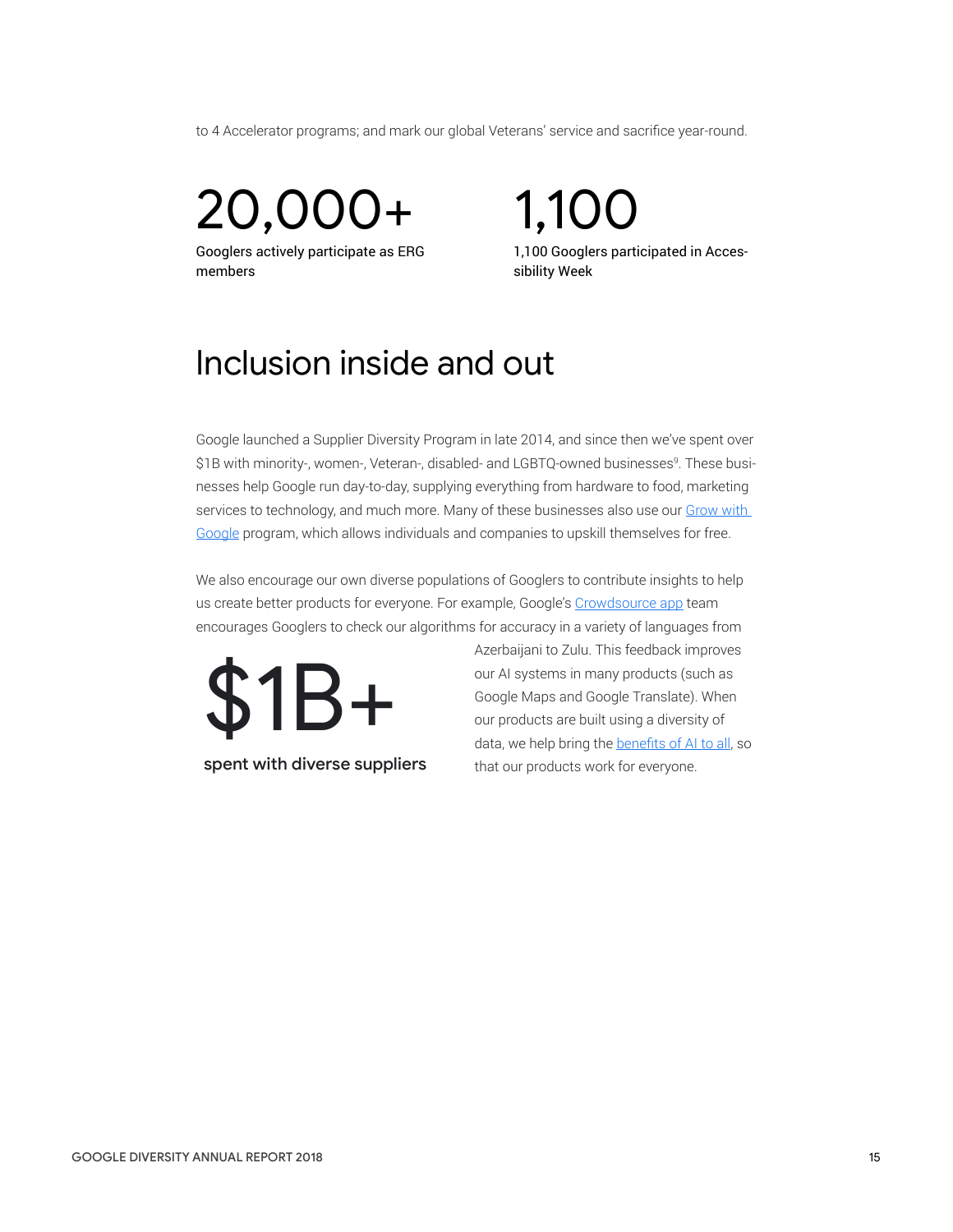to 4 Accelerator programs; and mark our global Veterans' service and sacrifice year-round.

**20,000+**

Googlers actively participate as ERG members

**1,100**

1,100 Googlers participated in Accessibility Week

## Inclusion inside and out

Google launched a Supplier Diversity Program in late 2014, and since then we've spent over $1B with minority-, women-, Veteran-, disabled- and LGBTQ-owned businesses[9]. These businesses help Google run day-to-day, supplying everything from hardware to food, marketing services to technology, and much more. Many of these businesses also use our Grow with Google program, which allows individuals and companies to upskill themselves for free.

We also encourage our own diverse populations of Googlers to contribute insights to help us create better products for everyone. For example, Google's Crowdsource app team encourages Googlers to check our algorithms for accuracy in a variety of languages from Azerbaijani to Zulu. This feedback improves our AI systems in many products (such as Google Maps and Google Translate). When our products are built using a diversity of data, we help bring the benefits of AI to all, so that our products work for everyone.

**$1B+**

spent with diverse suppliers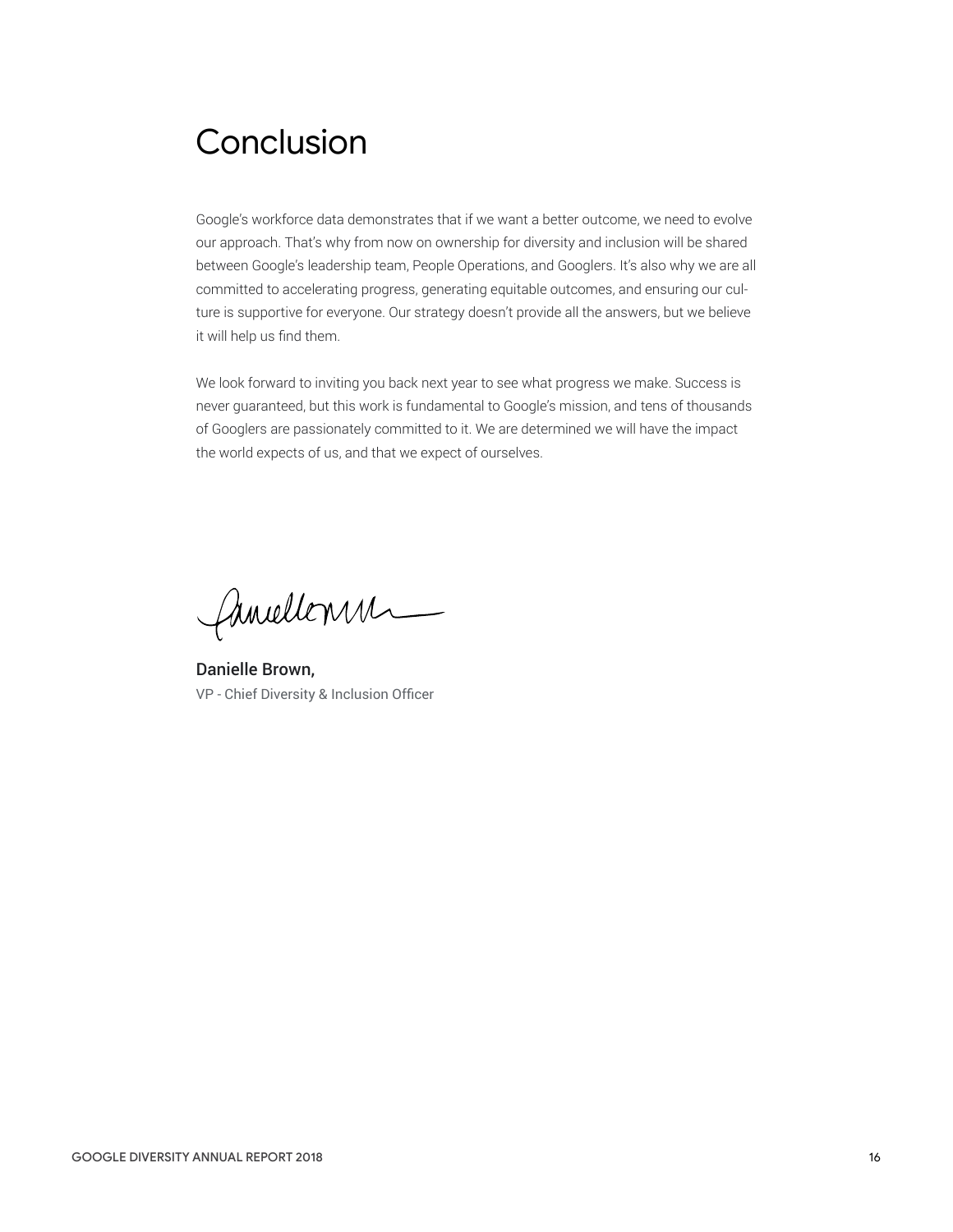# Conclusion

Google's workforce data demonstrates that if we want a better outcome, we need to evolve our approach. That's why from now on ownership for diversity and inclusion will be shared between Google's leadership team, People Operations, and Googlers. It's also why we are all committed to accelerating progress, generating equitable outcomes, and ensuring our culture is supportive for everyone. Our strategy doesn't provide all the answers, but we believe it will help us find them.

We look forward to inviting you back next year to see what progress we make. Success is never guaranteed, but this work is fundamental to Google's mission, and tens of thousands of Googlers are passionately committed to it. We are determined we will have the impact the world expects of us, and that we expect of ourselves.

Danielle Brown,
VP - Chief Diversity & Inclusion Officer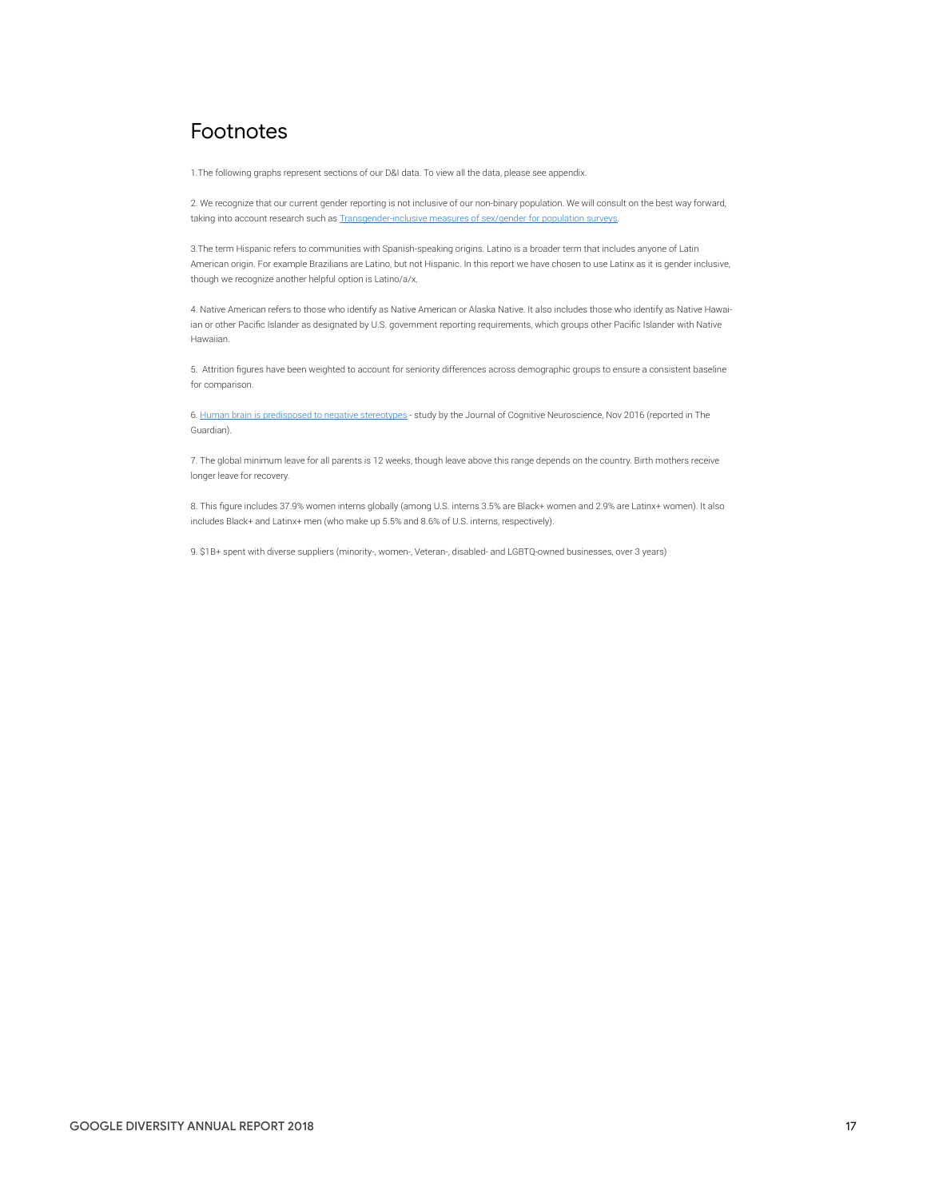# Footnotes

1.The following graphs represent sections of our D&I data. To view all the data, please see appendix.

2. We recognize that our current gender reporting is not inclusive of our non-binary population. We will consult on the best way forward, taking into account research such as Transgender-inclusive measures of sex/gender for population surveys.

3.The term Hispanic refers to communities with Spanish-speaking origins. Latino is a broader term that includes anyone of Latin American origin. For example Brazilians are Latino, but not Hispanic. In this report we have chosen to use Latinx as it is gender inclusive, though we recognize another helpful option is Latino/a/x.

4. Native American refers to those who identify as Native American or Alaska Native. It also includes those who identify as Native Hawaiian or other Pacific Islander as designated by U.S. government reporting requirements, which groups other Pacific Islander with Native Hawaiian.

5. Attrition figures have been weighted to account for seniority differences across demographic groups to ensure a consistent baseline for comparison.

6. Human brain is predisposed to negative stereotypes - study by the Journal of Cognitive Neuroscience, Nov 2016 (reported in The Guardian).

7. The global minimum leave for all parents is 12 weeks, though leave above this range depends on the country. Birth mothers receive longer leave for recovery.

8. This figure includes 37.9% women interns globally (among U.S. interns 3.5% are Black+ women and 2.9% are Latinx+ women). It also includes Black+ and Latinx+ men (who make up 5.5% and 8.6% of U.S. interns, respectively).

9. $1B+ spent with diverse suppliers (minority-, women-, Veteran-, disabled- and LGBTQ-owned businesses, over 3 years)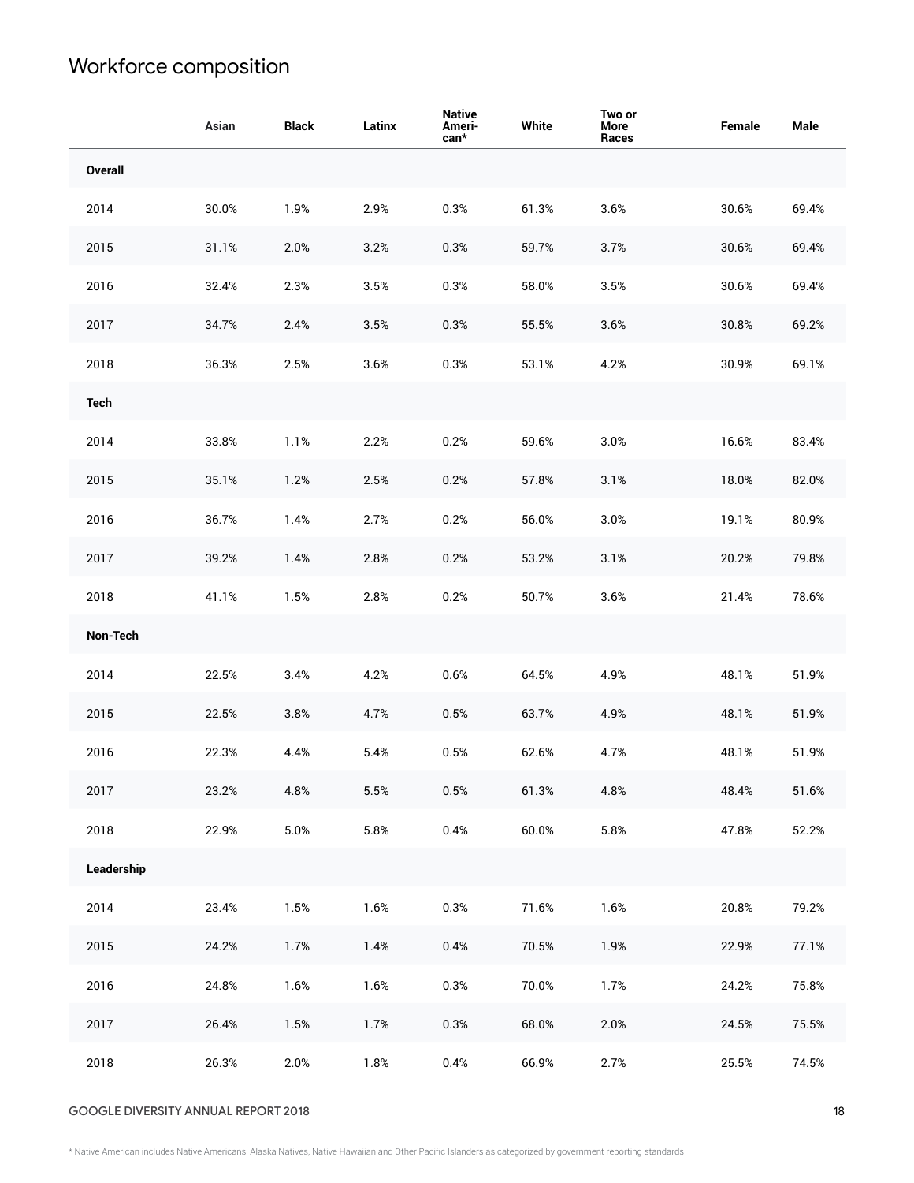# Workforce composition

| | Asian | Black | Latinx | Native American* | White | Two or More Races | Female | Male |
|---|---|---|---|---|---|---|---|---|
| **Overall** | | | | | | | | |
| 2014 | 30.0% | 1.9% | 2.9% | 0.3% | 61.3% | 3.6% | 30.6% | 69.4% |
| 2015 | 31.1% | 2.0% | 3.2% | 0.3% | 59.7% | 3.7% | 30.6% | 69.4% |
| 2016 | 32.4% | 2.3% | 3.5% | 0.3% | 58.0% | 3.5% | 30.6% | 69.4% |
| 2017 | 34.7% | 2.4% | 3.5% | 0.3% | 55.5% | 3.6% | 30.8% | 69.2% |
| 2018 | 36.3% | 2.5% | 3.6% | 0.3% | 53.1% | 4.2% | 30.9% | 69.1% |
| **Tech** | | | | | | | | |
| 2014 | 33.8% | 1.1% | 2.2% | 0.2% | 59.6% | 3.0% | 16.6% | 83.4% |
| 2015 | 35.1% | 1.2% | 2.5% | 0.2% | 57.8% | 3.1% | 18.0% | 82.0% |
| 2016 | 36.7% | 1.4% | 2.7% | 0.2% | 56.0% | 3.0% | 19.1% | 80.9% |
| 2017 | 39.2% | 1.4% | 2.8% | 0.2% | 53.2% | 3.1% | 20.2% | 79.8% |
| 2018 | 41.1% | 1.5% | 2.8% | 0.2% | 50.7% | 3.6% | 21.4% | 78.6% |
| **Non-Tech** | | | | | | | | |
| 2014 | 22.5% | 3.4% | 4.2% | 0.6% | 64.5% | 4.9% | 48.1% | 51.9% |
| 2015 | 22.5% | 3.8% | 4.7% | 0.5% | 63.7% | 4.9% | 48.1% | 51.9% |
| 2016 | 22.3% | 4.4% | 5.4% | 0.5% | 62.6% | 4.7% | 48.1% | 51.9% |
| 2017 | 23.2% | 4.8% | 5.5% | 0.5% | 61.3% | 4.8% | 48.4% | 51.6% |
| 2018 | 22.9% | 5.0% | 5.8% | 0.4% | 60.0% | 5.8% | 47.8% | 52.2% |
| **Leadership** | | | | | | | | |
| 2014 | 23.4% | 1.5% | 1.6% | 0.3% | 71.6% | 1.6% | 20.8% | 79.2% |
| 2015 | 24.2% | 1.7% | 1.4% | 0.4% | 70.5% | 1.9% | 22.9% | 77.1% |
| 2016 | 24.8% | 1.6% | 1.6% | 0.3% | 70.0% | 1.7% | 24.2% | 75.8% |
| 2017 | 26.4% | 1.5% | 1.7% | 0.3% | 68.0% | 2.0% | 24.5% | 75.5% |
| 2018 | 26.3% | 2.0% | 1.8% | 0.4% | 66.9% | 2.7% | 25.5% | 74.5% |

\* Native American includes Native Americans, Alaska Natives, Native Hawaiian and Other Pacific Islanders as categorized by government reporting standards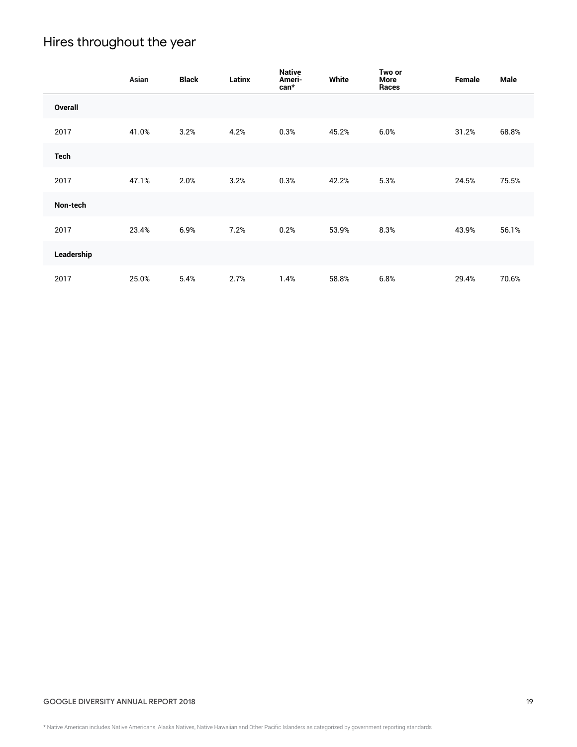## Hires throughout the year

| | Asian | Black | Latinx | Native American* | White | Two or More Races | Female | Male |
|---|---|---|---|---|---|---|---|---|
| **Overall** | | | | | | | | |
| 2017 | 41.0% | 3.2% | 4.2% | 0.3% | 45.2% | 6.0% | 31.2% | 68.8% |
| **Tech** | | | | | | | | |
| 2017 | 47.1% | 2.0% | 3.2% | 0.3% | 42.2% | 5.3% | 24.5% | 75.5% |
| **Non-tech** | | | | | | | | |
| 2017 | 23.4% | 6.9% | 7.2% | 0.2% | 53.9% | 8.3% | 43.9% | 56.1% |
| **Leadership** | | | | | | | | |
| 2017 | 25.0% | 5.4% | 2.7% | 1.4% | 58.8% | 6.8% | 29.4% | 70.6% |

* Native American includes Native Americans, Alaska Natives, Native Hawaiian and Other Pacific Islanders as categorized by government reporting standards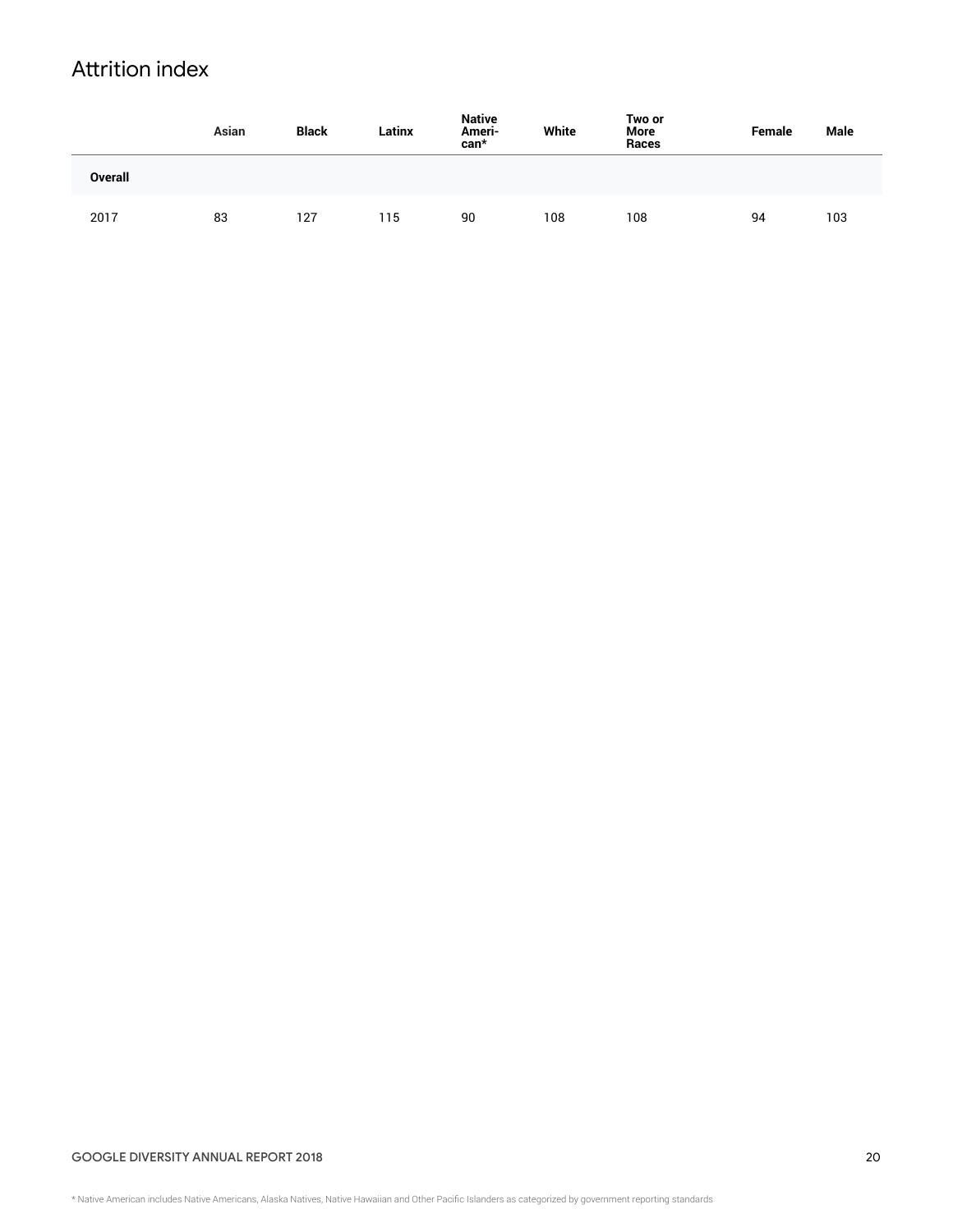## Attrition index

| | Asian | Black | Latinx | Native American* | White | Two or More Races | Female | Male |
|---|---|---|---|---|---|---|---|---|
| **Overall** | | | | | | | | |
| 2017 | 83 | 127 | 115 | 90 | 108 | 108 | 94 | 103 |

\* Native American includes Native Americans, Alaska Natives, Native Hawaiian and Other Pacific Islanders as categorized by government reporting standards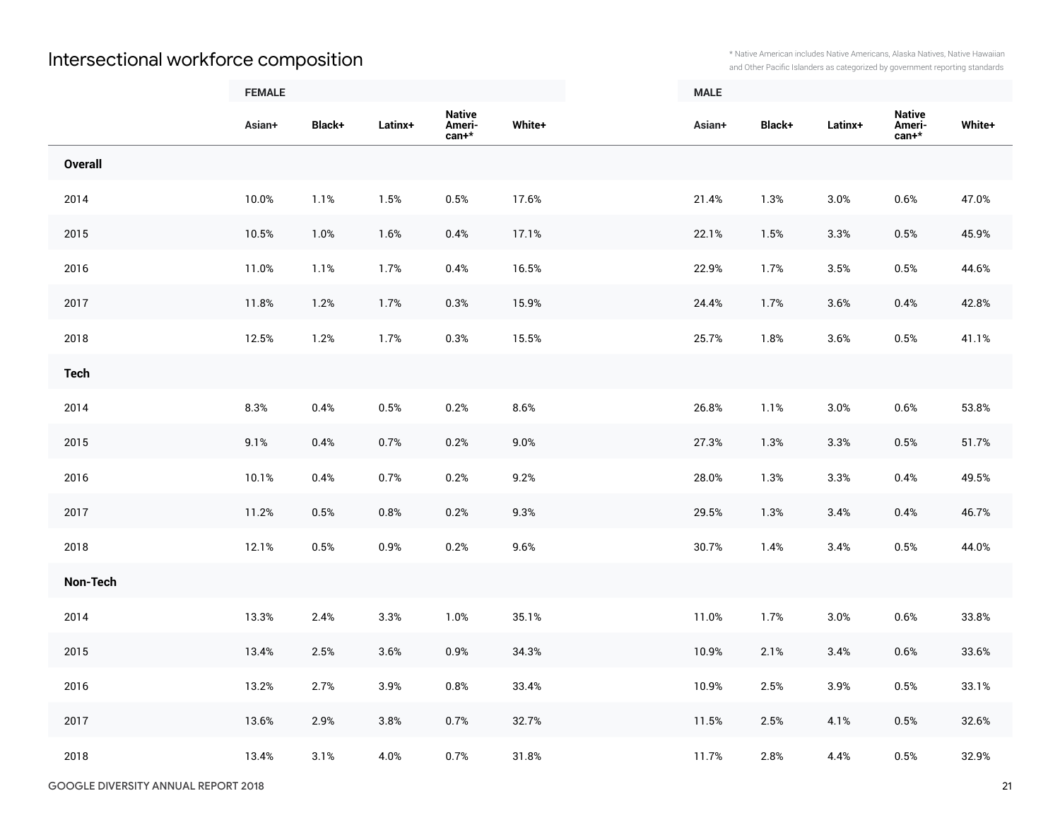## Intersectional workforce composition

\* Native American includes Native Americans, Alaska Natives, Native Hawaiian and Other Pacific Islanders as categorized by government reporting standards

| | FEMALE | | | | | MALE | | | | |
|---|---|---|---|---|---|---|---|---|---|---|
| | Asian+ | Black+ | Latinx+ | Native American+* | White+ | Asian+ | Black+ | Latinx+ | Native American+* | White+ |
| **Overall** | | | | | | | | | | |
| 2014 | 10.0% | 1.1% | 1.5% | 0.5% | 17.6% | 21.4% | 1.3% | 3.0% | 0.6% | 47.0% |
| 2015 | 10.5% | 1.0% | 1.6% | 0.4% | 17.1% | 22.1% | 1.5% | 3.3% | 0.5% | 45.9% |
| 2016 | 11.0% | 1.1% | 1.7% | 0.4% | 16.5% | 22.9% | 1.7% | 3.5% | 0.5% | 44.6% |
| 2017 | 11.8% | 1.2% | 1.7% | 0.3% | 15.9% | 24.4% | 1.7% | 3.6% | 0.4% | 42.8% |
| 2018 | 12.5% | 1.2% | 1.7% | 0.3% | 15.5% | 25.7% | 1.8% | 3.6% | 0.5% | 41.1% |
| **Tech** | | | | | | | | | | |
| 2014 | 8.3% | 0.4% | 0.5% | 0.2% | 8.6% | 26.8% | 1.1% | 3.0% | 0.6% | 53.8% |
| 2015 | 9.1% | 0.4% | 0.7% | 0.2% | 9.0% | 27.3% | 1.3% | 3.3% | 0.5% | 51.7% |
| 2016 | 10.1% | 0.4% | 0.7% | 0.2% | 9.2% | 28.0% | 1.3% | 3.3% | 0.4% | 49.5% |
| 2017 | 11.2% | 0.5% | 0.8% | 0.2% | 9.3% | 29.5% | 1.3% | 3.4% | 0.4% | 46.7% |
| 2018 | 12.1% | 0.5% | 0.9% | 0.2% | 9.6% | 30.7% | 1.4% | 3.4% | 0.5% | 44.0% |
| **Non-Tech** | | | | | | | | | | |
| 2014 | 13.3% | 2.4% | 3.3% | 1.0% | 35.1% | 11.0% | 1.7% | 3.0% | 0.6% | 33.8% |
| 2015 | 13.4% | 2.5% | 3.6% | 0.9% | 34.3% | 10.9% | 2.1% | 3.4% | 0.6% | 33.6% |
| 2016 | 13.2% | 2.7% | 3.9% | 0.8% | 33.4% | 10.9% | 2.5% | 3.9% | 0.5% | 33.1% |
| 2017 | 13.6% | 2.9% | 3.8% | 0.7% | 32.7% | 11.5% | 2.5% | 4.1% | 0.5% | 32.6% |
| 2018 | 13.4% | 3.1% | 4.0% | 0.7% | 31.8% | 11.7% | 2.8% | 4.4% | 0.5% | 32.9% |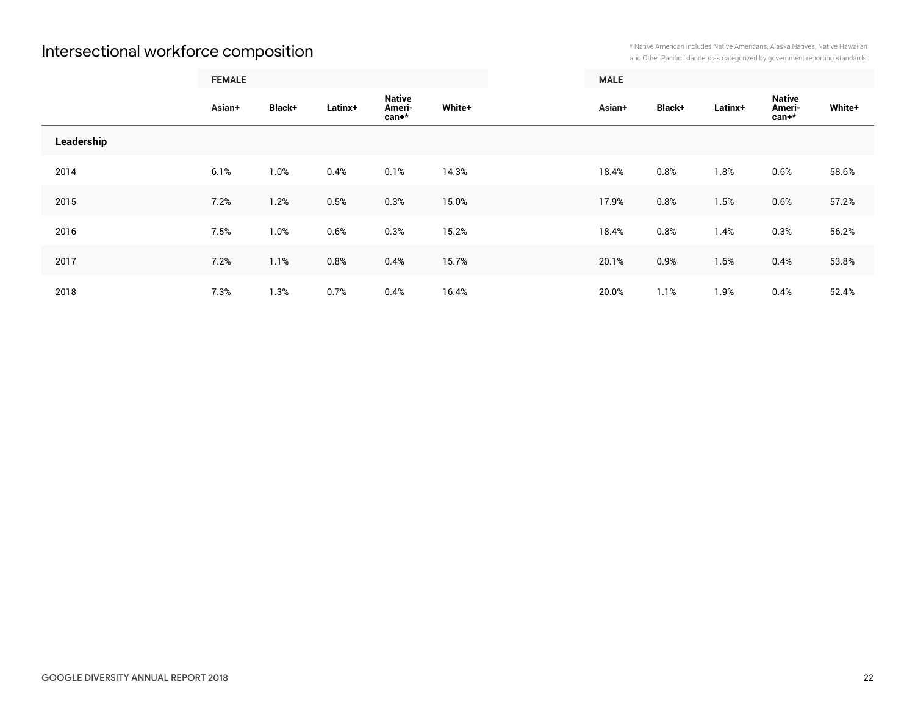## Intersectional workforce composition

\* Native American includes Native Americans, Alaska Natives, Native Hawaiian and Other Pacific Islanders as categorized by government reporting standards

| | FEMALE | | | | | MALE | | | | |
|---|---|---|---|---|---|---|---|---|---|---|
| | Asian+ | Black+ | Latinx+ | Native American+* | White+ | Asian+ | Black+ | Latinx+ | Native American+* | White+ |
| **Leadership** | | | | | | | | | | |
| 2014 | 6.1% | 1.0% | 0.4% | 0.1% | 14.3% | 18.4% | 0.8% | 1.8% | 0.6% | 58.6% |
| 2015 | 7.2% | 1.2% | 0.5% | 0.3% | 15.0% | 17.9% | 0.8% | 1.5% | 0.6% | 57.2% |
| 2016 | 7.5% | 1.0% | 0.6% | 0.3% | 15.2% | 18.4% | 0.8% | 1.4% | 0.3% | 56.2% |
| 2017 | 7.2% | 1.1% | 0.8% | 0.4% | 15.7% | 20.1% | 0.9% | 1.6% | 0.4% | 53.8% |
| 2018 | 7.3% | 1.3% | 0.7% | 0.4% | 16.4% | 20.0% | 1.1% | 1.9% | 0.4% | 52.4% |